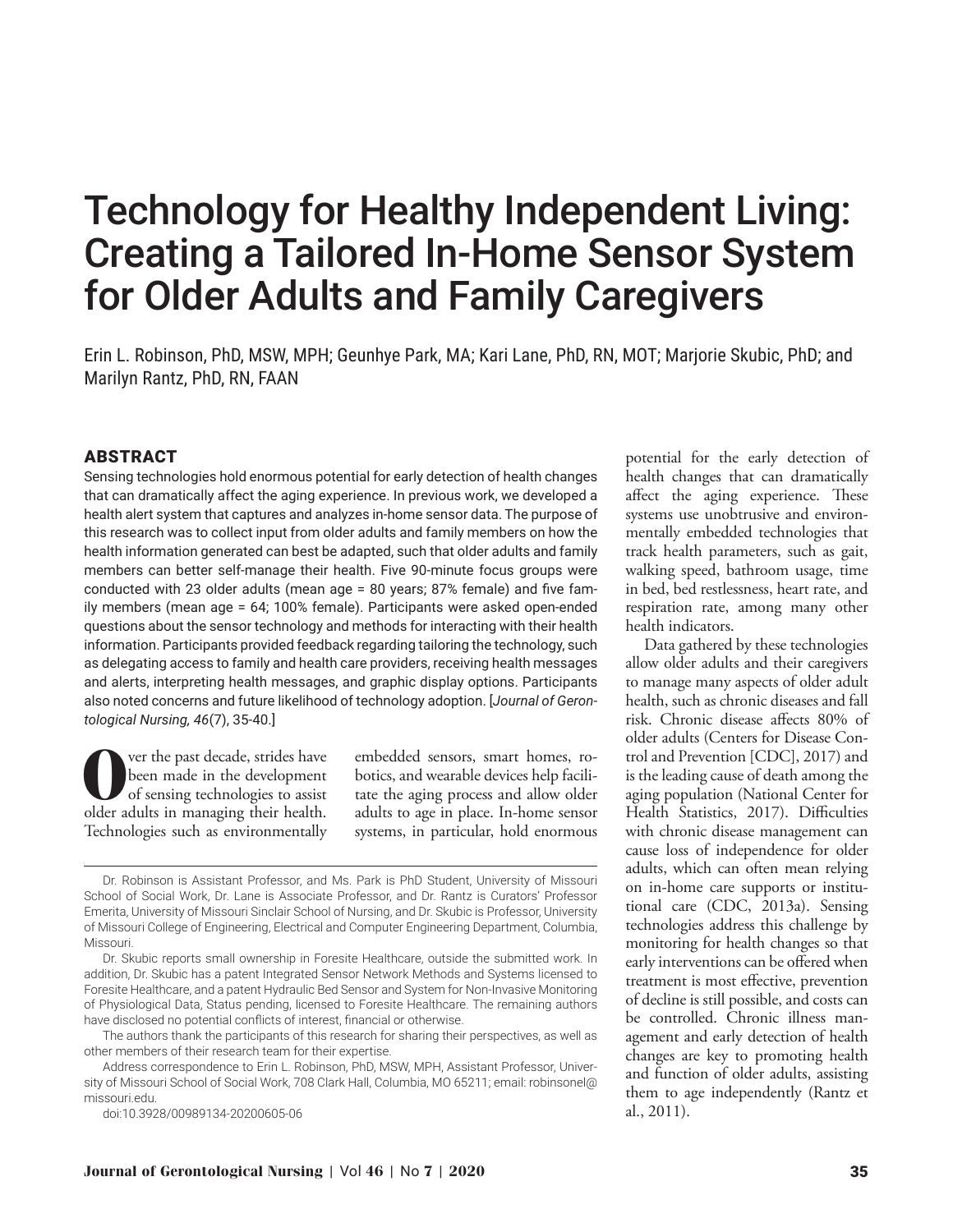# Technology for Healthy Independent Living: Creating a Tailored In-Home Sensor System for Older Adults and Family Caregivers

Erin L. Robinson, PhD, MSW, MPH; Geunhye Park, MA; Kari Lane, PhD, RN, MOT; Marjorie Skubic, PhD; and Marilyn Rantz, PhD, RN, FAAN

## ABSTRACT

Sensing technologies hold enormous potential for early detection of health changes that can dramatically affect the aging experience. In previous work, we developed a health alert system that captures and analyzes in-home sensor data. The purpose of this research was to collect input from older adults and family members on how the health information generated can best be adapted, such that older adults and family members can better self-manage their health. Five 90-minute focus groups were conducted with 23 older adults (mean age = 80 years; 87% female) and five family members (mean age = 64; 100% female). Participants were asked open-ended questions about the sensor technology and methods for interacting with their health information. Participants provided feedback regarding tailoring the technology, such as delegating access to family and health care providers, receiving health messages and alerts, interpreting health messages, and graphic display options. Participants also noted concerns and future likelihood of technology adoption. [*Journal of Gerontological Nursing, 46*(7), 35-40.]

Over the past decade, strides have been made in the development of sensing technologies to assist older adults in managing their health. Technologies such as environmentally embedded sensors, smart homes, robotics, and wearable devices help facilitate the aging process and allow older adults to age in place. In-home sensor systems, in particular, hold enormous potential for the early detection of health changes that can dramatically affect the aging experience. These systems use unobtrusive and environmentally embedded technologies that track health parameters, such as gait, walking speed, bathroom usage, time in bed, bed restlessness, heart rate, and respiration rate, among many other health indicators.

Data gathered by these technologies allow older adults and their caregivers to manage many aspects of older adult health, such as chronic diseases and fall risk. Chronic disease affects 80% of older adults (Centers for Disease Control and Prevention [CDC], 2017) and is the leading cause of death among the aging population (National Center for Health Statistics, 2017). Difficulties with chronic disease management can cause loss of independence for older adults, which can often mean relying on in-home care supports or institutional care (CDC, 2013a). Sensing technologies address this challenge by monitoring for health changes so that early interventions can be offered when treatment is most effective, prevention of decline is still possible, and costs can be controlled. Chronic illness management and early detection of health changes are key to promoting health and function of older adults, assisting them to age independently (Rantz et al., 2011).

---

Dr. Robinson is Assistant Professor, and Ms. Park is PhD Student, University of Missouri School of Social Work, Dr. Lane is Associate Professor, and Dr. Rantz is Curators' Professor Emerita, University of Missouri Sinclair School of Nursing, and Dr. Skubic is Professor, University of Missouri College of Engineering, Electrical and Computer Engineering Department, Columbia, Missouri.

Dr. Skubic reports small ownership in Foresite Healthcare, outside the submitted work. In addition, Dr. Skubic has a patent Integrated Sensor Network Methods and Systems licensed to Foresite Healthcare, and a patent Hydraulic Bed Sensor and System for Non-Invasive Monitoring of Physiological Data, Status pending, licensed to Foresite Healthcare. The remaining authors have disclosed no potential conflicts of interest, financial or otherwise.

The authors thank the participants of this research for sharing their perspectives, as well as other members of their research team for their expertise.

Address correspondence to Erin L. Robinson, PhD, MSW, MPH, Assistant Professor, University of Missouri School of Social Work, 708 Clark Hall, Columbia, MO 65211; email: robinsonel@missouri.edu.

doi:10.3928/00989134-20200605-06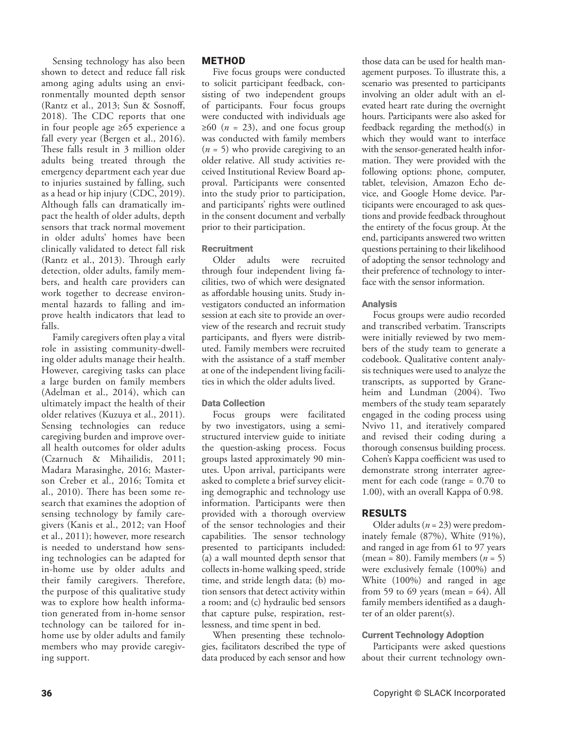Sensing technology has also been shown to detect and reduce fall risk among aging adults using an environmentally mounted depth sensor (Rantz et al., 2013; Sun & Sosnoff, 2018). The CDC reports that one in four people age ≥65 experience a fall every year (Bergen et al., 2016). These falls result in 3 million older adults being treated through the emergency department each year due to injuries sustained by falling, such as a head or hip injury (CDC, 2019). Although falls can dramatically impact the health of older adults, depth sensors that track normal movement in older adults' homes have been clinically validated to detect fall risk (Rantz et al., 2013). Through early detection, older adults, family members, and health care providers can work together to decrease environmental hazards to falling and improve health indicators that lead to falls.

Family caregivers often play a vital role in assisting community-dwelling older adults manage their health. However, caregiving tasks can place a large burden on family members (Adelman et al., 2014), which can ultimately impact the health of their older relatives (Kuzuya et al., 2011). Sensing technologies can reduce caregiving burden and improve overall health outcomes for older adults (Czarnuch & Mihailidis, 2011; Madara Marasinghe, 2016; Masterson Creber et al., 2016; Tomita et al., 2010). There has been some research that examines the adoption of sensing technology by family caregivers (Kanis et al., 2012; van Hoof et al., 2011); however, more research is needed to understand how sensing technologies can be adapted for in-home use by older adults and their family caregivers. Therefore, the purpose of this qualitative study was to explore how health information generated from in-home sensor technology can be tailored for in-home use by older adults and family members who may provide caregiving support.

## METHOD

Five focus groups were conducted to solicit participant feedback, consisting of two independent groups of participants. Four focus groups were conducted with individuals age ≥60 (*n* = 23), and one focus group was conducted with family members (*n* = 5) who provide caregiving to an older relative. All study activities received Institutional Review Board approval. Participants were consented into the study prior to participation, and participants' rights were outlined in the consent document and verbally prior to their participation.

### Recruitment

Older adults were recruited through four independent living facilities, two of which were designated as affordable housing units. Study investigators conducted an information session at each site to provide an overview of the research and recruit study participants, and flyers were distributed. Family members were recruited with the assistance of a staff member at one of the independent living facilities in which the older adults lived.

### Data Collection

Focus groups were facilitated by two investigators, using a semi-structured interview guide to initiate the question-asking process. Focus groups lasted approximately 90 minutes. Upon arrival, participants were asked to complete a brief survey eliciting demographic and technology use information. Participants were then provided with a thorough overview of the sensor technologies and their capabilities. The sensor technology presented to participants included: (a) a wall mounted depth sensor that collects in-home walking speed, stride time, and stride length data; (b) motion sensors that detect activity within a room; and (c) hydraulic bed sensors that capture pulse, respiration, restlessness, and time spent in bed.

When presenting these technologies, facilitators described the type of data produced by each sensor and how those data can be used for health management purposes. To illustrate this, a scenario was presented to participants involving an older adult with an elevated heart rate during the overnight hours. Participants were also asked for feedback regarding the method(s) in which they would want to interface with the sensor-generated health information. They were provided with the following options: phone, computer, tablet, television, Amazon Echo device, and Google Home device. Participants were encouraged to ask questions and provide feedback throughout the entirety of the focus group. At the end, participants answered two written questions pertaining to their likelihood of adopting the sensor technology and their preference of technology to interface with the sensor information.

### Analysis

Focus groups were audio recorded and transcribed verbatim. Transcripts were initially reviewed by two members of the study team to generate a codebook. Qualitative content analysis techniques were used to analyze the transcripts, as supported by Graneheim and Lundman (2004). Two members of the study team separately engaged in the coding process using Nvivo 11, and iteratively compared and revised their coding during a thorough consensus building process. Cohen's Kappa coefficient was used to demonstrate strong interrater agreement for each code (range = 0.70 to 1.00), with an overall Kappa of 0.98.

## RESULTS

Older adults (*n* = 23) were predominately female (87%), White (91%), and ranged in age from 61 to 97 years (mean = 80). Family members (*n* = 5) were exclusively female (100%) and White (100%) and ranged in age from 59 to 69 years (mean = 64). All family members identified as a daughter of an older parent(s).

### Current Technology Adoption

Participants were asked questions about their current technology own-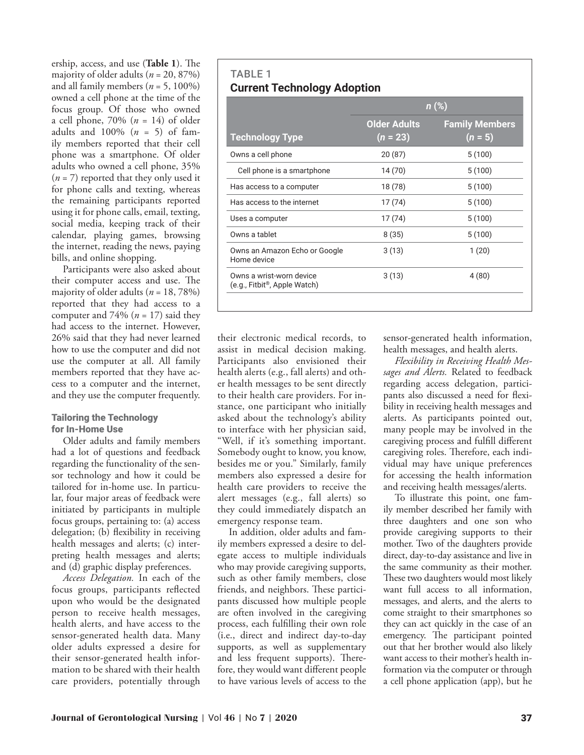ership, access, and use (**Table 1**). The majority of older adults (*n* = 20, 87%) and all family members (*n* = 5, 100%) owned a cell phone at the time of the focus group. Of those who owned a cell phone, 70% (*n* = 14) of older adults and 100% (*n* = 5) of family members reported that their cell phone was a smartphone. Of older adults who owned a cell phone, 35% (*n* = 7) reported that they only used it for phone calls and texting, whereas the remaining participants reported using it for phone calls, email, texting, social media, keeping track of their calendar, playing games, browsing the internet, reading the news, paying bills, and online shopping.

Participants were also asked about their computer access and use. The majority of older adults (*n* = 18, 78%) reported that they had access to a computer and 74% (*n* = 17) said they had access to the internet. However, 26% said that they had never learned how to use the computer and did not use the computer at all. All family members reported that they have access to a computer and the internet, and they use the computer frequently.

**TABLE 1**
**Current Technology Adoption**

| Technology Type | *n* (%) Older Adults (*n* = 23) | Family Members (*n* = 5) |
|---|---|---|
| Owns a cell phone | 20 (87) | 5 (100) |
| Cell phone is a smartphone | 14 (70) | 5 (100) |
| Has access to a computer | 18 (78) | 5 (100) |
| Has access to the internet | 17 (74) | 5 (100) |
| Uses a computer | 17 (74) | 5 (100) |
| Owns a tablet | 8 (35) | 5 (100) |
| Owns an Amazon Echo or Google Home device | 3 (13) | 1 (20) |
| Owns a wrist-worn device (e.g., Fitbit®, Apple Watch) | 3 (13) | 4 (80) |

### Tailoring the Technology for In-Home Use

Older adults and family members had a lot of questions and feedback regarding the functionality of the sensor technology and how it could be tailored for in-home use. In particular, four major areas of feedback were initiated by participants in multiple focus groups, pertaining to: (a) access delegation; (b) flexibility in receiving health messages and alerts; (c) interpreting health messages and alerts; and (d) graphic display preferences.

*Access Delegation.* In each of the focus groups, participants reflected upon who would be the designated person to receive health messages, health alerts, and have access to the sensor-generated health data. Many older adults expressed a desire for their sensor-generated health information to be shared with their health care providers, potentially through their electronic medical records, to assist in medical decision making. Participants also envisioned their health alerts (e.g., fall alerts) and other health messages to be sent directly to their health care providers. For instance, one participant who initially asked about the technology's ability to interface with her physician said, "Well, if it's something important. Somebody ought to know, you know, besides me or you." Similarly, family members also expressed a desire for health care providers to receive the alert messages (e.g., fall alerts) so they could immediately dispatch an emergency response team.

In addition, older adults and family members expressed a desire to delegate access to multiple individuals who may provide caregiving supports, such as other family members, close friends, and neighbors. These participants discussed how multiple people are often involved in the caregiving process, each fulfilling their own role (i.e., direct and indirect day-to-day supports, as well as supplementary and less frequent supports). Therefore, they would want different people to have various levels of access to the sensor-generated health information, health messages, and health alerts.

*Flexibility in Receiving Health Messages and Alerts.* Related to feedback regarding access delegation, participants also discussed a need for flexibility in receiving health messages and alerts. As participants pointed out, many people may be involved in the caregiving process and fulfill different caregiving roles. Therefore, each individual may have unique preferences for accessing the health information and receiving health messages/alerts.

To illustrate this point, one family member described her family with three daughters and one son who provide caregiving supports to their mother. Two of the daughters provide direct, day-to-day assistance and live in the same community as their mother. These two daughters would most likely want full access to all information, messages, and alerts, and the alerts to come straight to their smartphones so they can act quickly in the case of an emergency. The participant pointed out that her brother would also likely want access to their mother's health information via the computer or through a cell phone application (app), but he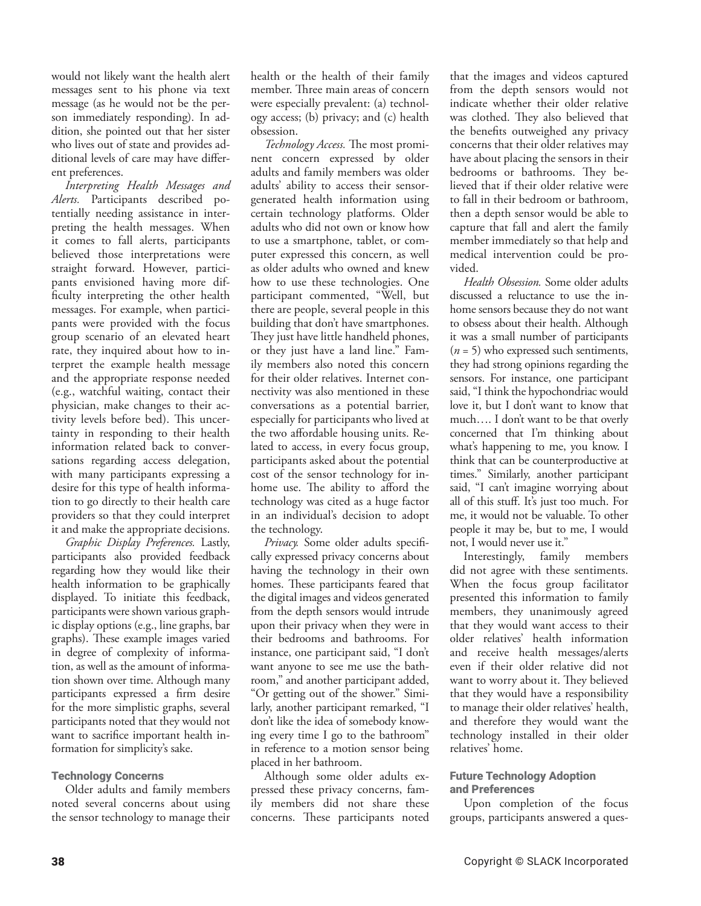would not likely want the health alert messages sent to his phone via text message (as he would not be the person immediately responding). In addition, she pointed out that her sister who lives out of state and provides additional levels of care may have different preferences.

*Interpreting Health Messages and Alerts.* Participants described potentially needing assistance in interpreting the health messages. When it comes to fall alerts, participants believed those interpretations were straight forward. However, participants envisioned having more difficulty interpreting the other health messages. For example, when participants were provided with the focus group scenario of an elevated heart rate, they inquired about how to interpret the example health message and the appropriate response needed (e.g., watchful waiting, contact their physician, make changes to their activity levels before bed). This uncertainty in responding to their health information related back to conversations regarding access delegation, with many participants expressing a desire for this type of health information to go directly to their health care providers so that they could interpret it and make the appropriate decisions.

*Graphic Display Preferences.* Lastly, participants also provided feedback regarding how they would like their health information to be graphically displayed. To initiate this feedback, participants were shown various graphic display options (e.g., line graphs, bar graphs). These example images varied in degree of complexity of information, as well as the amount of information shown over time. Although many participants expressed a firm desire for the more simplistic graphs, several participants noted that they would not want to sacrifice important health information for simplicity's sake.

### Technology Concerns

Older adults and family members noted several concerns about using the sensor technology to manage their health or the health of their family member. Three main areas of concern were especially prevalent: (a) technology access; (b) privacy; and (c) health obsession.

*Technology Access.* The most prominent concern expressed by older adults and family members was older adults' ability to access their sensor-generated health information using certain technology platforms. Older adults who did not own or know how to use a smartphone, tablet, or computer expressed this concern, as well as older adults who owned and knew how to use these technologies. One participant commented, "Well, but there are people, several people in this building that don't have smartphones. They just have little handheld phones, or they just have a land line." Family members also noted this concern for their older relatives. Internet connectivity was also mentioned in these conversations as a potential barrier, especially for participants who lived at the two affordable housing units. Related to access, in every focus group, participants asked about the potential cost of the sensor technology for in-home use. The ability to afford the technology was cited as a huge factor in an individual's decision to adopt the technology.

*Privacy.* Some older adults specifically expressed privacy concerns about having the technology in their own homes. These participants feared that the digital images and videos generated from the depth sensors would intrude upon their privacy when they were in their bedrooms and bathrooms. For instance, one participant said, "I don't want anyone to see me use the bathroom," and another participant added, "Or getting out of the shower." Similarly, another participant remarked, "I don't like the idea of somebody knowing every time I go to the bathroom" in reference to a motion sensor being placed in her bathroom.

Although some older adults expressed these privacy concerns, family members did not share these concerns. These participants noted that the images and videos captured from the depth sensors would not indicate whether their older relative was clothed. They also believed that the benefits outweighed any privacy concerns that their older relatives may have about placing the sensors in their bedrooms or bathrooms. They believed that if their older relative were to fall in their bedroom or bathroom, then a depth sensor would be able to capture that fall and alert the family member immediately so that help and medical intervention could be provided.

*Health Obsession.* Some older adults discussed a reluctance to use the in-home sensors because they do not want to obsess about their health. Although it was a small number of participants ($n$ = 5) who expressed such sentiments, they had strong opinions regarding the sensors. For instance, one participant said, "I think the hypochondriac would love it, but I don't want to know that much…. I don't want to be that overly concerned that I'm thinking about what's happening to me, you know. I think that can be counterproductive at times." Similarly, another participant said, "I can't imagine worrying about all of this stuff. It's just too much. For me, it would not be valuable. To other people it may be, but to me, I would not, I would never use it."

Interestingly, family members did not agree with these sentiments. When the focus group facilitator presented this information to family members, they unanimously agreed that they would want access to their older relatives' health information and receive health messages/alerts even if their older relative did not want to worry about it. They believed that they would have a responsibility to manage their older relatives' health, and therefore they would want the technology installed in their older relatives' home.

### Future Technology Adoption and Preferences

Upon completion of the focus groups, participants answered a ques-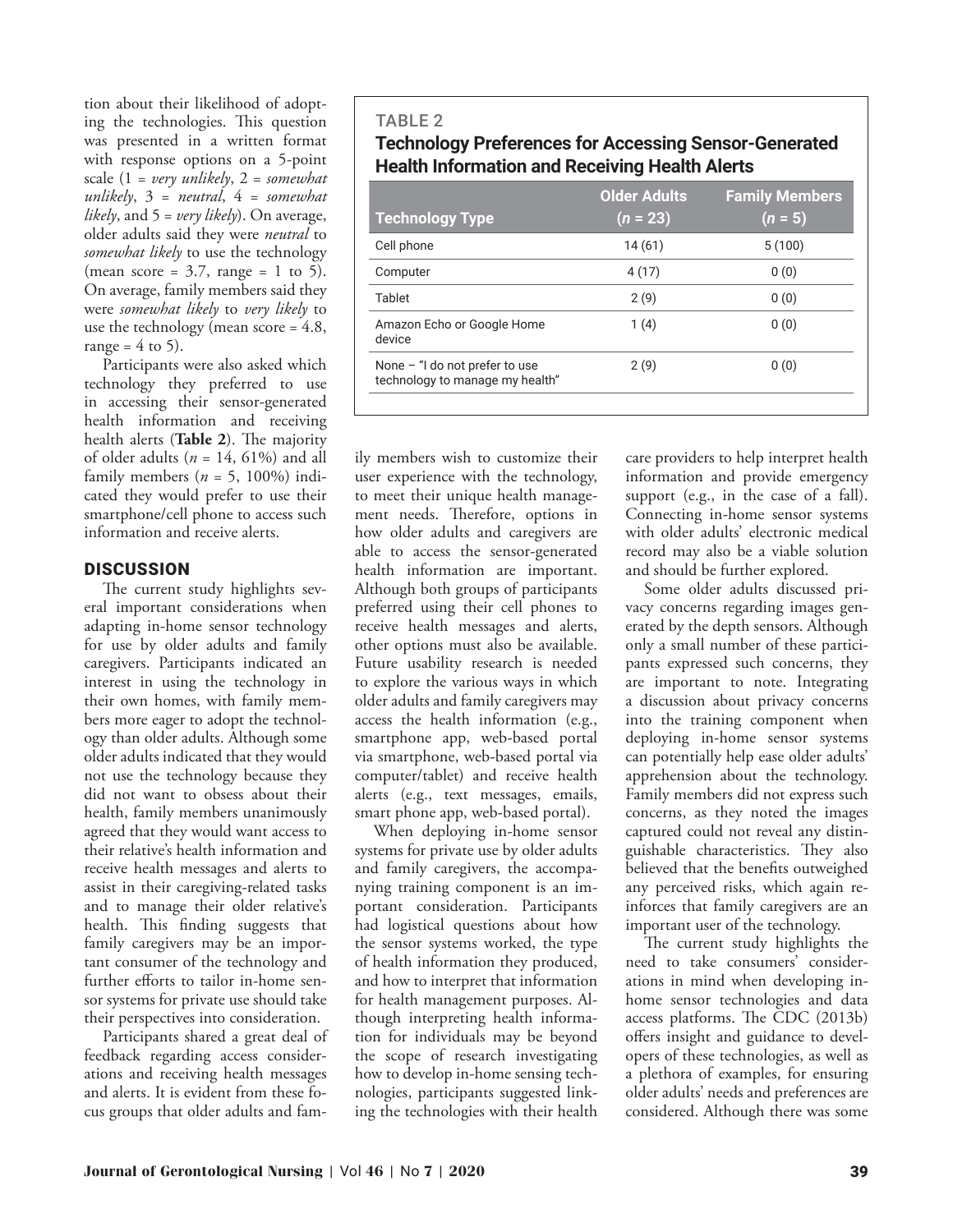tion about their likelihood of adopting the technologies. This question was presented in a written format with response options on a 5-point scale (1 = *very unlikely*, 2 = *somewhat unlikely*, 3 = *neutral*, 4 = *somewhat likely*, and 5 = *very likely*). On average, older adults said they were *neutral* to *somewhat likely* to use the technology (mean score = 3.7, range = 1 to 5). On average, family members said they were *somewhat likely* to *very likely* to use the technology (mean score = 4.8, range = 4 to 5).

Participants were also asked which technology they preferred to use in accessing their sensor-generated health information and receiving health alerts (**Table 2**). The majority of older adults ($n$ = 14, 61%) and all family members ($n$ = 5, 100%) indicated they would prefer to use their smartphone/cell phone to access such information and receive alerts.

TABLE 2

**Technology Preferences for Accessing Sensor-Generated Health Information and Receiving Health Alerts**

| Technology Type | Older Adults ($n$ = 23) | Family Members ($n$ = 5) |
|---|---|---|
| Cell phone | 14 (61) | 5 (100) |
| Computer | 4 (17) | 0 (0) |
| Tablet | 2 (9) | 0 (0) |
| Amazon Echo or Google Home device | 1 (4) | 0 (0) |
| None – "I do not prefer to use technology to manage my health" | 2 (9) | 0 (0) |

## DISCUSSION

The current study highlights several important considerations when adapting in-home sensor technology for use by older adults and family caregivers. Participants indicated an interest in using the technology in their own homes, with family members more eager to adopt the technology than older adults. Although some older adults indicated that they would not use the technology because they did not want to obsess about their health, family members unanimously agreed that they would want access to their relative's health information and receive health messages and alerts to assist in their caregiving-related tasks and to manage their older relative's health. This finding suggests that family caregivers may be an important consumer of the technology and further efforts to tailor in-home sensor systems for private use should take their perspectives into consideration.

Participants shared a great deal of feedback regarding access considerations and receiving health messages and alerts. It is evident from these focus groups that older adults and family members wish to customize their user experience with the technology, to meet their unique health management needs. Therefore, options in how older adults and caregivers are able to access the sensor-generated health information are important. Although both groups of participants preferred using their cell phones to receive health messages and alerts, other options must also be available. Future usability research is needed to explore the various ways in which older adults and family caregivers may access the health information (e.g., smartphone app, web-based portal via smartphone, web-based portal via computer/tablet) and receive health alerts (e.g., text messages, emails, smart phone app, web-based portal).

When deploying in-home sensor systems for private use by older adults and family caregivers, the accompanying training component is an important consideration. Participants had logistical questions about how the sensor systems worked, the type of health information they produced, and how to interpret that information for health management purposes. Although interpreting health information for individuals may be beyond the scope of research investigating how to develop in-home sensing technologies, participants suggested linking the technologies with their health care providers to help interpret health information and provide emergency support (e.g., in the case of a fall). Connecting in-home sensor systems with older adults' electronic medical record may also be a viable solution and should be further explored.

Some older adults discussed privacy concerns regarding images generated by the depth sensors. Although only a small number of these participants expressed such concerns, they are important to note. Integrating a discussion about privacy concerns into the training component when deploying in-home sensor systems can potentially help ease older adults' apprehension about the technology. Family members did not express such concerns, as they noted the images captured could not reveal any distinguishable characteristics. They also believed that the benefits outweighed any perceived risks, which again reinforces that family caregivers are an important user of the technology.

The current study highlights the need to take consumers' considerations in mind when developing in-home sensor technologies and data access platforms. The CDC (2013b) offers insight and guidance to developers of these technologies, as well as a plethora of examples, for ensuring older adults' needs and preferences are considered. Although there was some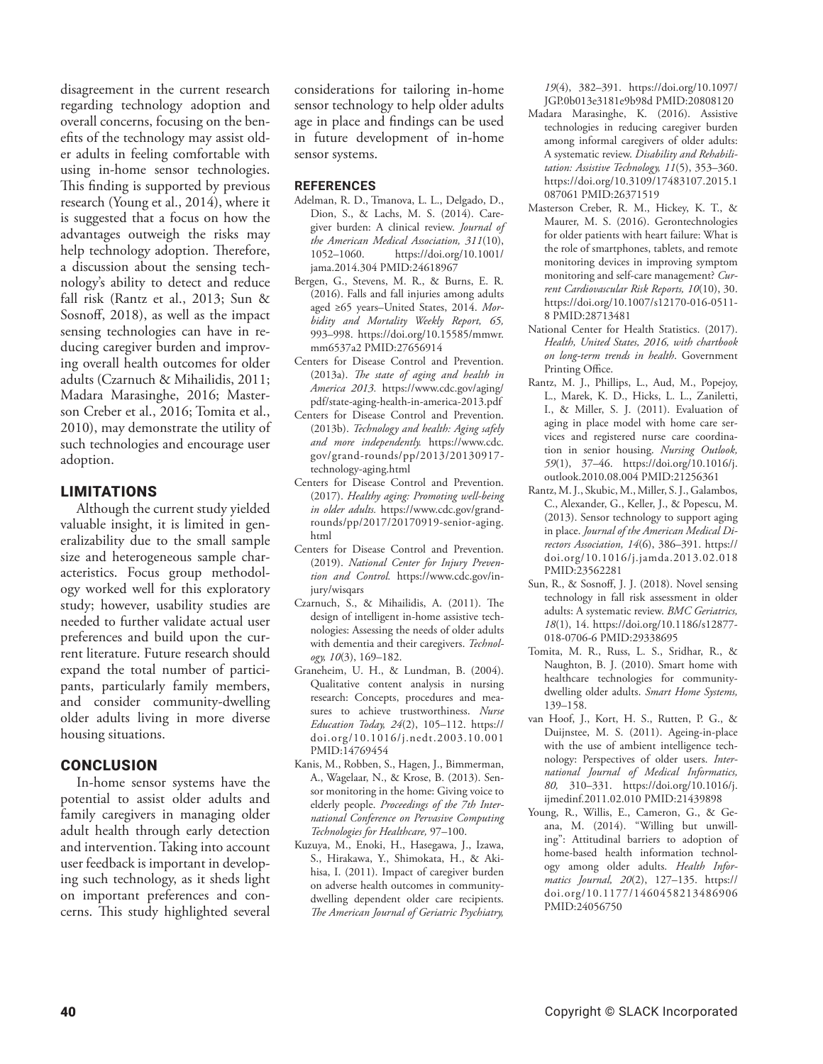disagreement in the current research regarding technology adoption and overall concerns, focusing on the benefits of the technology may assist older adults in feeling comfortable with using in-home sensor technologies. This finding is supported by previous research (Young et al., 2014), where it is suggested that a focus on how the advantages outweigh the risks may help technology adoption. Therefore, a discussion about the sensing technology's ability to detect and reduce fall risk (Rantz et al., 2013; Sun & Sosnoff, 2018), as well as the impact sensing technologies can have in reducing caregiver burden and improving overall health outcomes for older adults (Czarnuch & Mihailidis, 2011; Madara Marasinghe, 2016; Masterson Creber et al., 2016; Tomita et al., 2010), may demonstrate the utility of such technologies and encourage user adoption.

## LIMITATIONS

Although the current study yielded valuable insight, it is limited in generalizability due to the small sample size and heterogeneous sample characteristics. Focus group methodology worked well for this exploratory study; however, usability studies are needed to further validate actual user preferences and build upon the current literature. Future research should expand the total number of participants, particularly family members, and consider community-dwelling older adults living in more diverse housing situations.

## CONCLUSION

In-home sensor systems have the potential to assist older adults and family caregivers in managing older adult health through early detection and intervention. Taking into account user feedback is important in developing such technology, as it sheds light on important preferences and concerns. This study highlighted several considerations for tailoring in-home sensor technology to help older adults age in place and findings can be used in future development of in-home sensor systems.

## REFERENCES

Adelman, R. D., Tmanova, L. L., Delgado, D., Dion, S., & Lachs, M. S. (2014). Caregiver burden: A clinical review. *Journal of the American Medical Association, 311*(10), 1052–1060. https://doi.org/10.1001/jama.2014.304 PMID:24618967

Bergen, G., Stevens, M. R., & Burns, E. R. (2016). Falls and fall injuries among adults aged ≥65 years–United States, 2014. *Morbidity and Mortality Weekly Report, 65,* 993–998. https://doi.org/10.15585/mmwr.mm6537a2 PMID:27656914

Centers for Disease Control and Prevention. (2013a). *The state of aging and health in America 2013.* https://www.cdc.gov/aging/pdf/state-aging-health-in-america-2013.pdf

Centers for Disease Control and Prevention. (2013b). *Technology and health: Aging safely and more independently.* https://www.cdc.gov/grand-rounds/pp/2013/20130917-technology-aging.html

Centers for Disease Control and Prevention. (2017). *Healthy aging: Promoting well-being in older adults.* https://www.cdc.gov/grand-rounds/pp/2017/20170919-senior-aging.html

Centers for Disease Control and Prevention. (2019). *National Center for Injury Prevention and Control.* https://www.cdc.gov/injury/wisqars

Czarnuch, S., & Mihailidis, A. (2011). The design of intelligent in-home assistive technologies: Assessing the needs of older adults with dementia and their caregivers. *Technology, 10*(3), 169–182.

Graneheim, U. H., & Lundman, B. (2004). Qualitative content analysis in nursing research: Concepts, procedures and measures to achieve trustworthiness. *Nurse Education Today, 24*(2), 105–112. https://doi.org/10.1016/j.nedt.2003.10.001 PMID:14769454

Kanis, M., Robben, S., Hagen, J., Bimmerman, A., Wagelaar, N., & Krose, B. (2013). Sensor monitoring in the home: Giving voice to elderly people. *Proceedings of the 7th International Conference on Pervasive Computing Technologies for Healthcare,* 97–100.

Kuzuya, M., Enoki, H., Hasegawa, J., Izawa, S., Hirakawa, Y., Shimokata, H., & Akihisa, I. (2011). Impact of caregiver burden on adverse health outcomes in community-dwelling dependent older care recipients. *The American Journal of Geriatric Psychiatry, 19*(4), 382–391. https://doi.org/10.1097/JGP.0b013e3181e9b98d PMID:20808120

Madara Marasinghe, K. (2016). Assistive technologies in reducing caregiver burden among informal caregivers of older adults: A systematic review. *Disability and Rehabilitation: Assistive Technology, 11*(5), 353–360. https://doi.org/10.3109/17483107.2015.1087061 PMID:26371519

Masterson Creber, R. M., Hickey, K. T., & Maurer, M. S. (2016). Gerontechnologies for older patients with heart failure: What is the role of smartphones, tablets, and remote monitoring devices in improving symptom monitoring and self-care management? *Current Cardiovascular Risk Reports, 10*(10), 30. https://doi.org/10.1007/s12170-016-0511-8 PMID:28713481

National Center for Health Statistics. (2017). *Health, United States, 2016, with chartbook on long-term trends in health*. Government Printing Office.

Rantz, M. J., Phillips, L., Aud, M., Popejoy, L., Marek, K. D., Hicks, L. L., Zaniletti, I., & Miller, S. J. (2011). Evaluation of aging in place model with home care services and registered nurse care coordination in senior housing. *Nursing Outlook, 59*(1), 37–46. https://doi.org/10.1016/j.outlook.2010.08.004 PMID:21256361

Rantz, M. J., Skubic, M., Miller, S. J., Galambos, C., Alexander, G., Keller, J., & Popescu, M. (2013). Sensor technology to support aging in place. *Journal of the American Medical Directors Association, 14*(6), 386–391. https://doi.org/10.1016/j.jamda.2013.02.018 PMID:23562281

Sun, R., & Sosnoff, J. J. (2018). Novel sensing technology in fall risk assessment in older adults: A systematic review. *BMC Geriatrics, 18*(1), 14. https://doi.org/10.1186/s12877-018-0706-6 PMID:29338695

Tomita, M. R., Russ, L. S., Sridhar, R., & Naughton, B. J. (2010). Smart home with healthcare technologies for community-dwelling older adults. *Smart Home Systems,* 139–158.

van Hoof, J., Kort, H. S., Rutten, P. G., & Duijnstee, M. S. (2011). Ageing-in-place with the use of ambient intelligence technology: Perspectives of older users. *International Journal of Medical Informatics, 80,* 310–331. https://doi.org/10.1016/j.ijmedinf.2011.02.010 PMID:21439898

Young, R., Willis, E., Cameron, G., & Geana, M. (2014). "Willing but unwilling": Attitudinal barriers to adoption of home-based health information technology among older adults. *Health Informatics Journal, 20*(2), 127–135. https://doi.org/10.1177/1460458213486906 PMID:24056750